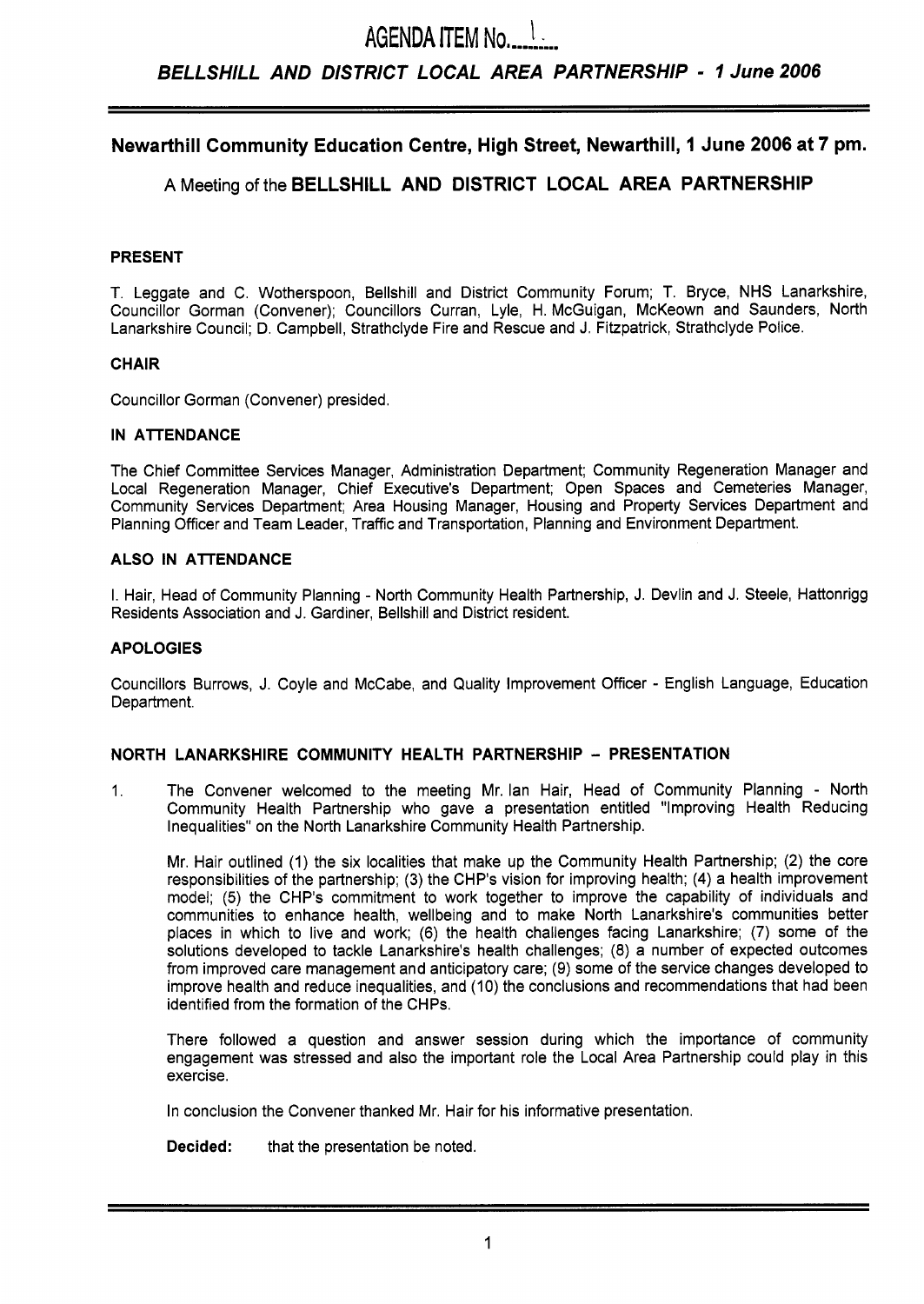AGENDA ITEM No. 1

## *BELLSHILL AND DISTRICT LOCAL AREA PARTNERSHIP - 1 June 2006*

### Newarthill Community Education Centre, High Street, Newarthill, 1 June 2006 at 7 pm.

A Meeting of the **BELLSHILL AND DISTRICT LOCAL AREA PARTNERSHIP**

**PRESENT**

T. Leggate and C. Wotherspoon, Bellshill and District Community Forum; T. Bryce, NHS Lanarkshire, Councillor Gorman (Convener); Councillors Curran, Lyle, H. McGuigan, McKeown and Saunders, North Lanarkshire Council; D. Campbell, Strathclyde Fire and Rescue and J. Fitzpatrick, Strathclyde Police.

**CHAIR**

Councillor Gorman (Convener) presided.

**IN ATTENDANCE**

The Chief Committee Services Manager, Administration Department; Community Regeneration Manager and Local Regeneration Manager, Chief Executive's Department; Open Spaces and Cemeteries Manager, Community Services Department; Area Housing Manager, Housing and Property Services Department and Planning Officer and Team Leader, Traffic and Transportation, Planning and Environment Department.

**ALSO IN ATTENDANCE**

I. Hair, Head of Community Planning - North Community Health Partnership, J. Devlin and J. Steele, Hattonrigg Residents Association and J. Gardiner, Bellshill and District resident.

**APOLOGIES**

Councillors Burrows, J. Coyle and McCabe, and Quality Improvement Officer - English Language, Education Department.

**NORTH LANARKSHIRE COMMUNITY HEALTH PARTNERSHIP – PRESENTATION**

1. The Convener welcomed to the meeting Mr. Ian Hair, Head of Community Planning - North Community Health Partnership who gave a presentation entitled "Improving Health Reducing Inequalities" on the North Lanarkshire Community Health Partnership.

   Mr. Hair outlined (1) the six localities that make up the Community Health Partnership; (2) the core responsibilities of the partnership; (3) the CHP's vision for improving health; (4) a health improvement model; (5) the CHP's commitment to work together to improve the capability of individuals and communities to enhance health, wellbeing and to make North Lanarkshire's communities better places in which to live and work; (6) the health challenges facing Lanarkshire; (7) some of the solutions developed to tackle Lanarkshire's health challenges; (8) a number of expected outcomes from improved care management and anticipatory care; (9) some of the service changes developed to improve health and reduce inequalities, and (10) the conclusions and recommendations that had been identified from the formation of the CHPs.

   There followed a question and answer session during which the importance of community engagement was stressed and also the important role the Local Area Partnership could play in this exercise.

   In conclusion the Convener thanked Mr. Hair for his informative presentation.

   **Decided:** that the presentation be noted.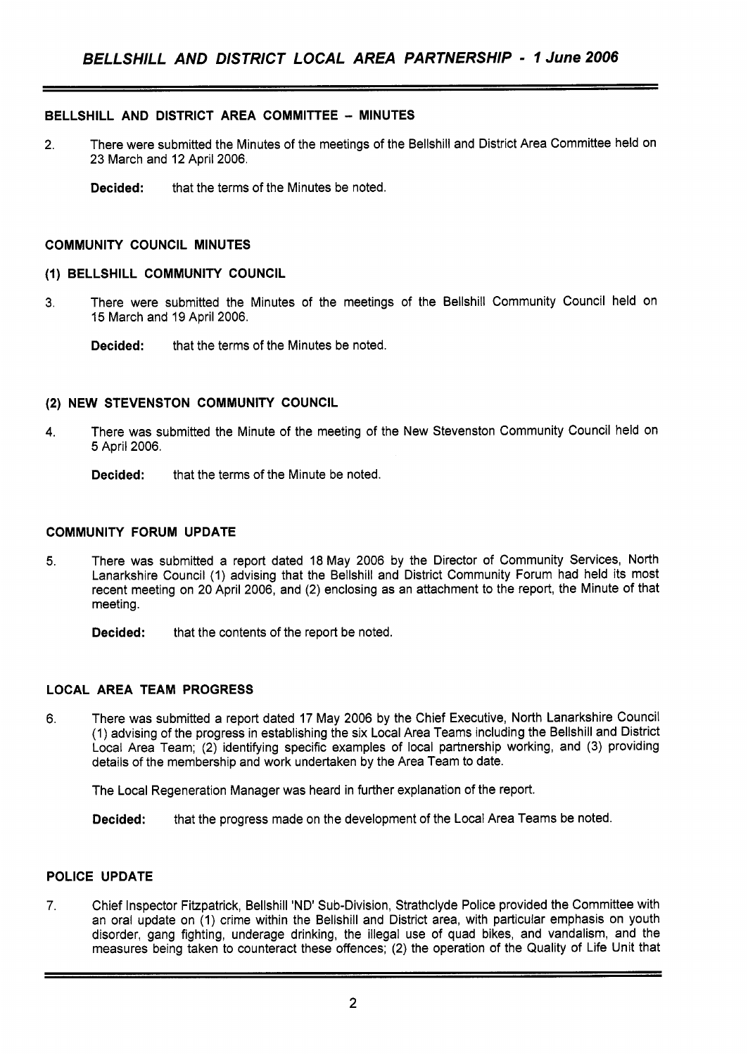## BELLSHILL AND DISTRICT AREA COMMITTEE – MINUTES

2. There were submitted the Minutes of the meetings of the Bellshill and District Area Committee held on 23 March and 12 April 2006.

   **Decided:** that the terms of the Minutes be noted.

## COMMUNITY COUNCIL MINUTES

### (1) BELLSHILL COMMUNITY COUNCIL

3. There were submitted the Minutes of the meetings of the Bellshill Community Council held on 15 March and 19 April 2006.

   **Decided:** that the terms of the Minutes be noted.

### (2) NEW STEVENSTON COMMUNITY COUNCIL

4. There was submitted the Minute of the meeting of the New Stevenston Community Council held on 5 April 2006.

   **Decided:** that the terms of the Minute be noted.

## COMMUNITY FORUM UPDATE

5. There was submitted a report dated 18 May 2006 by the Director of Community Services, North Lanarkshire Council (1) advising that the Bellshill and District Community Forum had held its most recent meeting on 20 April 2006, and (2) enclosing as an attachment to the report, the Minute of that meeting.

   **Decided:** that the contents of the report be noted.

## LOCAL AREA TEAM PROGRESS

6. There was submitted a report dated 17 May 2006 by the Chief Executive, North Lanarkshire Council (1) advising of the progress in establishing the six Local Area Teams including the Bellshill and District Local Area Team; (2) identifying specific examples of local partnership working, and (3) providing details of the membership and work undertaken by the Area Team to date.

   The Local Regeneration Manager was heard in further explanation of the report.

   **Decided:** that the progress made on the development of the Local Area Teams be noted.

## POLICE UPDATE

7. Chief Inspector Fitzpatrick, Bellshill 'ND' Sub-Division, Strathclyde Police provided the Committee with an oral update on (1) crime within the Bellshill and District area, with particular emphasis on youth disorder, gang fighting, underage drinking, the illegal use of quad bikes, and vandalism, and the measures being taken to counteract these offences; (2) the operation of the Quality of Life Unit that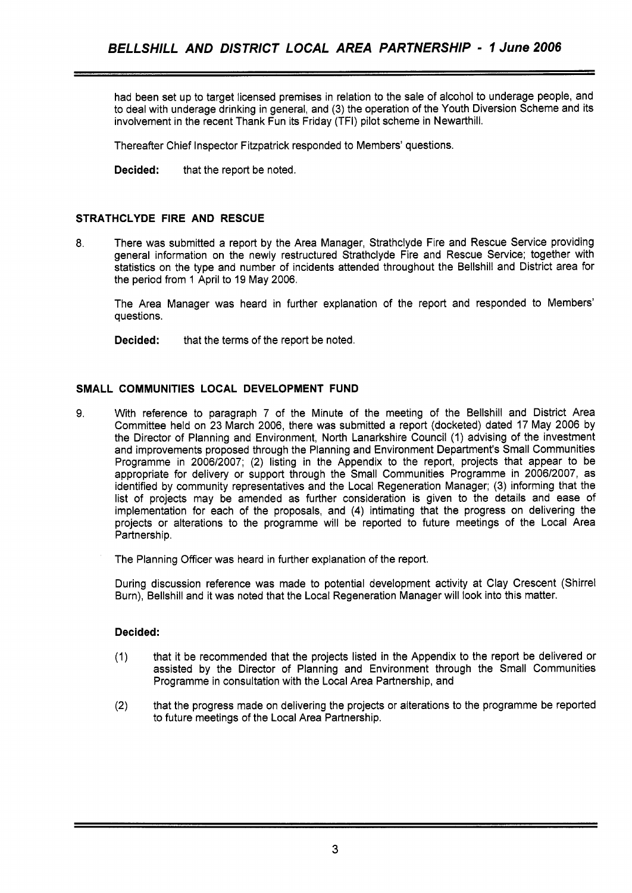had been set up to target licensed premises in relation to the sale of alcohol to underage people, and to deal with underage drinking in general, and (3) the operation of the Youth Diversion Scheme and its involvement in the recent Thank Fun its Friday (TFI) pilot scheme in Newarthill.

Thereafter Chief Inspector Fitzpatrick responded to Members' questions.

**Decided:** that the report be noted.

## STRATHCLYDE FIRE AND RESCUE

8. There was submitted a report by the Area Manager, Strathclyde Fire and Rescue Service providing general information on the newly restructured Strathclyde Fire and Rescue Service; together with statistics on the type and number of incidents attended throughout the Bellshill and District area for the period from 1 April to 19 May 2006.

   The Area Manager was heard in further explanation of the report and responded to Members' questions.

   **Decided:** that the terms of the report be noted.

## SMALL COMMUNITIES LOCAL DEVELOPMENT FUND

9. With reference to paragraph 7 of the Minute of the meeting of the Bellshill and District Area Committee held on 23 March 2006, there was submitted a report (docketed) dated 17 May 2006 by the Director of Planning and Environment, North Lanarkshire Council (1) advising of the investment and improvements proposed through the Planning and Environment Department's Small Communities Programme in 2006/2007; (2) listing in the Appendix to the report, projects that appear to be appropriate for delivery or support through the Small Communities Programme in 2006/2007, as identified by community representatives and the Local Regeneration Manager; (3) informing that the list of projects may be amended as further consideration is given to the details and ease of implementation for each of the proposals, and (4) intimating that the progress on delivering the projects or alterations to the programme will be reported to future meetings of the Local Area Partnership.

   The Planning Officer was heard in further explanation of the report.

   During discussion reference was made to potential development activity at Clay Crescent (Shirrel Burn), Bellshill and it was noted that the Local Regeneration Manager will look into this matter.

   **Decided:**

   (1) that it be recommended that the projects listed in the Appendix to the report be delivered or assisted by the Director of Planning and Environment through the Small Communities Programme in consultation with the Local Area Partnership, and

   (2) that the progress made on delivering the projects or alterations to the programme be reported to future meetings of the Local Area Partnership.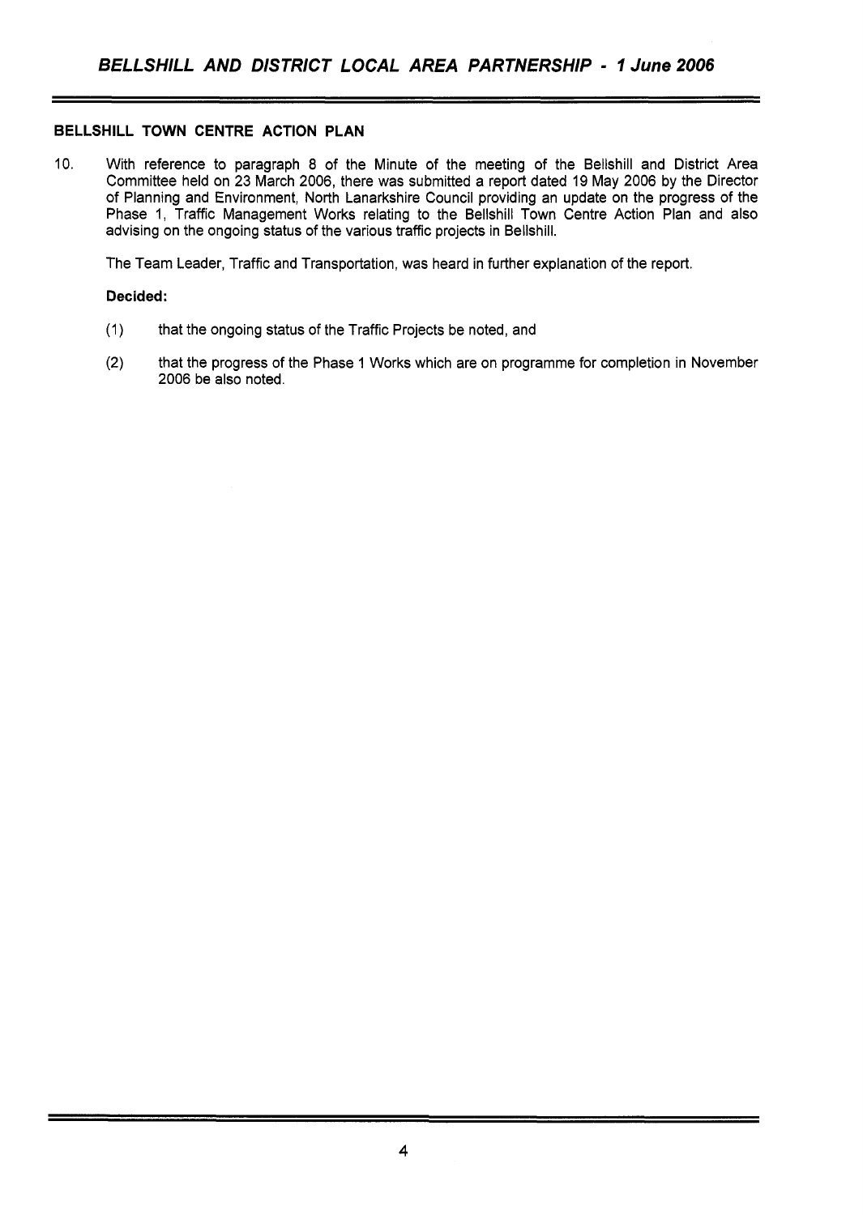## BELLSHILL TOWN CENTRE ACTION PLAN

10. With reference to paragraph 8 of the Minute of the meeting of the Bellshill and District Area Committee held on 23 March 2006, there was submitted a report dated 19 May 2006 by the Director of Planning and Environment, North Lanarkshire Council providing an update on the progress of the Phase 1, Traffic Management Works relating to the Bellshill Town Centre Action Plan and also advising on the ongoing status of the various traffic projects in Bellshill.

    The Team Leader, Traffic and Transportation, was heard in further explanation of the report.

    **Decided:**

    (1) that the ongoing status of the Traffic Projects be noted, and

    (2) that the progress of the Phase 1 Works which are on programme for completion in November 2006 be also noted.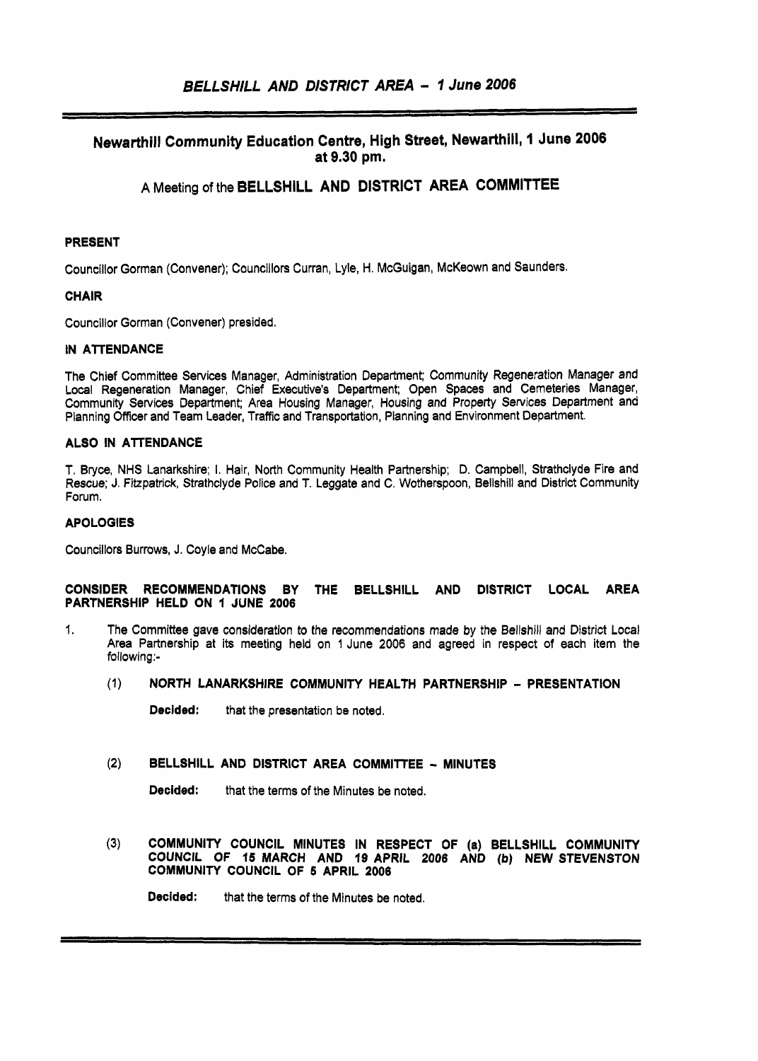## *BELLSHILL AND DISTRICT AREA – 1 June 2006*

### Newarthill Community Education Centre, High Street, Newarthill, 1 June 2006 at 9.30 pm.

### A Meeting of the BELLSHILL AND DISTRICT AREA COMMITTEE

**PRESENT**

Councillor Gorman (Convener); Councillors Curran, Lyle, H. McGuigan, McKeown and Saunders.

**CHAIR**

Councillor Gorman (Convener) presided.

**IN ATTENDANCE**

The Chief Committee Services Manager, Administration Department; Community Regeneration Manager and Local Regeneration Manager, Chief Executive's Department; Open Spaces and Cemeteries Manager, Community Services Department; Area Housing Manager, Housing and Property Services Department and Planning Officer and Team Leader, Traffic and Transportation, Planning and Environment Department.

**ALSO IN ATTENDANCE**

T. Bryce, NHS Lanarkshire; I. Hair, North Community Health Partnership; D. Campbell, Strathclyde Fire and Rescue; J. Fitzpatrick, Strathclyde Police and T. Leggate and C. Wotherspoon, Bellshill and District Community Forum.

**APOLOGIES**

Councillors Burrows, J. Coyle and McCabe.

**CONSIDER RECOMMENDATIONS BY THE BELLSHILL AND DISTRICT LOCAL AREA PARTNERSHIP HELD ON 1 JUNE 2006**

1. The Committee gave consideration to the recommendations made by the Bellshill and District Local Area Partnership at its meeting held on 1 June 2006 and agreed in respect of each item the following:-

   (1) **NORTH LANARKSHIRE COMMUNITY HEALTH PARTNERSHIP – PRESENTATION**

   **Decided:** that the presentation be noted.

   (2) **BELLSHILL AND DISTRICT AREA COMMITTEE – MINUTES**

   **Decided:** that the terms of the Minutes be noted.

   (3) **COMMUNITY COUNCIL MINUTES IN RESPECT OF (a) BELLSHILL COMMUNITY COUNCIL OF 15 MARCH AND 19 APRIL 2006 AND (b) NEW STEVENSTON COMMUNITY COUNCIL OF 5 APRIL 2006**

   **Decided:** that the terms of the Minutes be noted.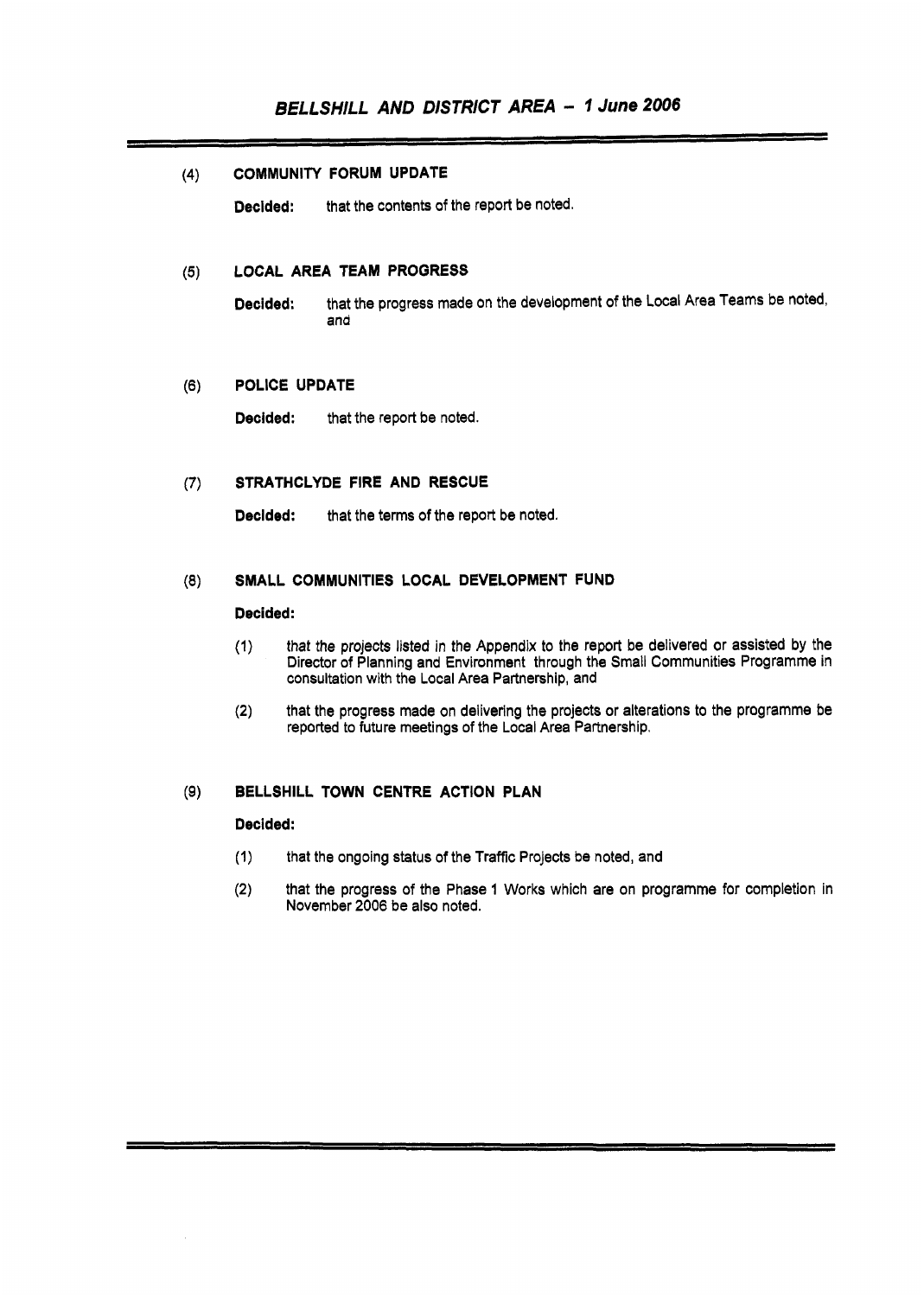(4) **COMMUNITY FORUM UPDATE**

**Decided:** that the contents of the report be noted.

(5) **LOCAL AREA TEAM PROGRESS**

**Decided:** that the progress made on the development of the Local Area Teams be noted, and

(6) **POLICE UPDATE**

**Decided:** that the report be noted.

(7) **STRATHCLYDE FIRE AND RESCUE**

**Decided:** that the terms of the report be noted.

(8) **SMALL COMMUNITIES LOCAL DEVELOPMENT FUND**

**Decided:**

(1) that the projects listed in the Appendix to the report be delivered or assisted by the Director of Planning and Environment through the Small Communities Programme in consultation with the Local Area Partnership, and

(2) that the progress made on delivering the projects or alterations to the programme be reported to future meetings of the Local Area Partnership.

(9) **BELLSHILL TOWN CENTRE ACTION PLAN**

**Decided:**

(1) that the ongoing status of the Traffic Projects be noted, and

(2) that the progress of the Phase 1 Works which are on programme for completion in November 2006 be also noted.